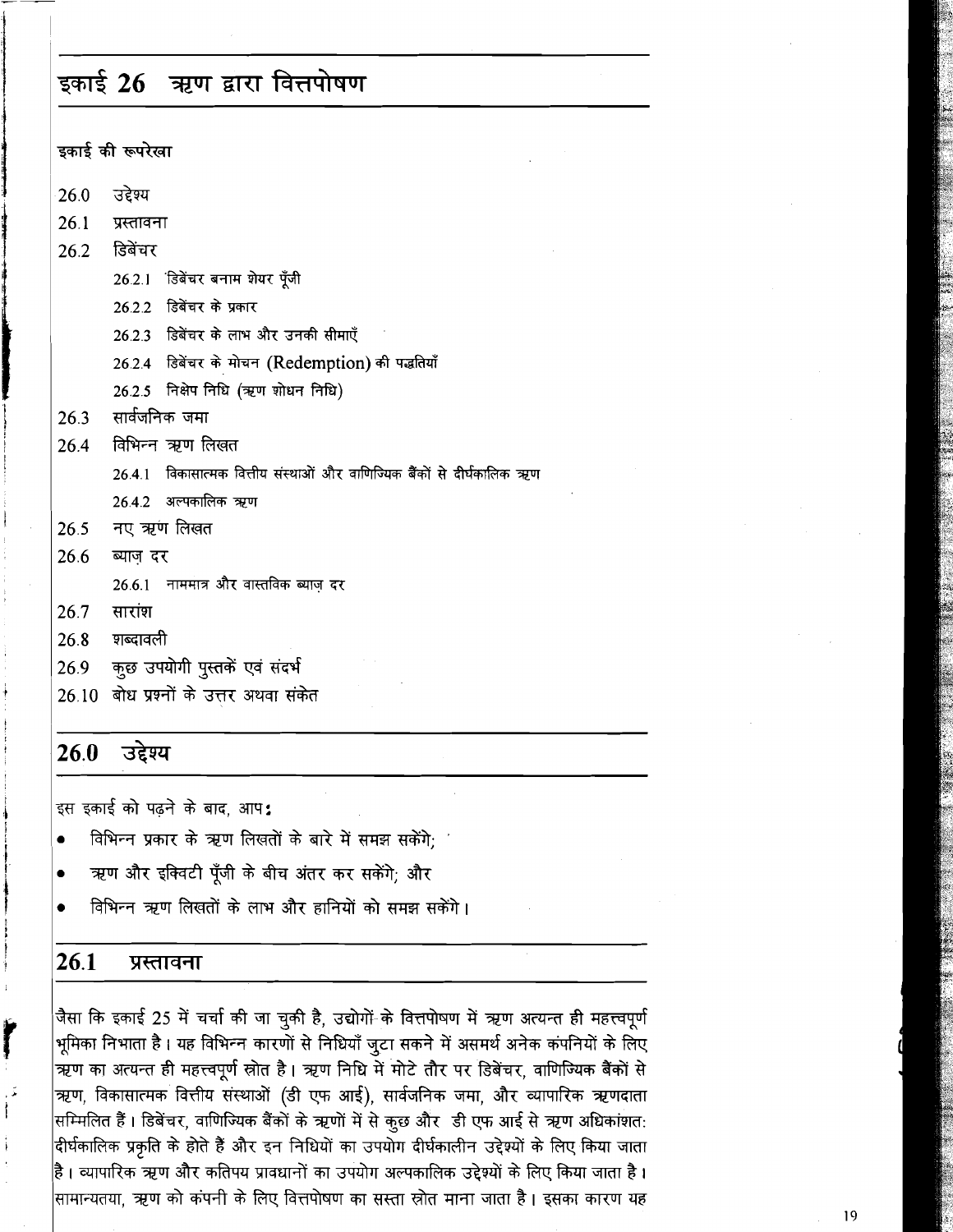# इकाई 26 ऋण द्वारा वित्तपोषण

**इकाई की रूपरेखा**

- 26.0 उद्देश्य
- 26.1 प्रस्तावना
- 26.2 डिबेंचर
  - 26.2.1 डिबेंचर बनाम शेयर पूँजी
  - 26.2.2 डिबेंचर के प्रकार
  - 26.2.3 डिबेंचर के लाभ और उनकी सीमाएँ
  - 26.2.4 डिबेंचर के मोचन (Redemption) की पद्धतियाँ
  - 26.2.5 निक्षेप निधि (ऋण शोधन निधि)
- 26.3 सार्वजनिक जमा
- 26.4 विभिन्न ऋण लिखत
  - 26.4.1 विकासात्मक वित्तीय संस्थाओं और वाणिज्यिक बैंकों से दीर्घकालिक ऋण
  - 26.4.2 अल्पकालिक ऋण
- 26.5 नए ऋण लिखत
- 26.6 ब्याज़ दर
  - 26.6.1 नाममात्र और वास्तविक ब्याज़ दर
- 26.7 सारांश
- 26.8 शब्दावली
- 26.9 कुछ उपयोगी पुस्तकें एवं संदर्भ
- 26.10 बोध प्रश्नों के उत्तर अथवा संकेत

## 26.0 उद्देश्य

इस इकाई को पढ़ने के बाद, आप:

- विभिन्न प्रकार के ऋण लिखतों के बारे में समझ सकेंगे;
- ऋण और इक्विटी पूँजी के बीच अंतर कर सकेंगे; और
- विभिन्न ऋण लिखतों के लाभ और हानियों को समझ सकेंगे।

## 26.1 प्रस्तावना

जैसा कि इकाई 25 में चर्चा की जा चुकी है, उद्योगों के वित्तपोषण में ऋण अत्यन्त ही महत्त्वपूर्ण भूमिका निभाता है। यह विभिन्न कारणों से निधियाँ जुटा सकने में असमर्थ अनेक कंपनियों के लिए ऋण का अत्यन्त ही महत्त्वपूर्ण स्रोत है। ऋण निधि में मोटे तौर पर डिबेंचर, वाणिज्यिक बैंकों से ऋण, विकासात्मक वित्तीय संस्थाओं (डी एफ आई), सार्वजनिक जमा, और व्यापारिक ऋणदाता सम्मिलित हैं। डिबेंचर, वाणिज्यिक बैंकों के ऋणों में से कुछ और डी एफ आई से ऋण अधिकांशत: दीर्घकालिक प्रकृति के होते हैं और इन निधियों का उपयोग दीर्घकालीन उद्देश्यों के लिए किया जाता है। व्यापारिक ऋण और कतिपय प्रावधानों का उपयोग अल्पकालिक उद्देश्यों के लिए किया जाता है। सामान्यतया, ऋण को कंपनी के लिए वित्तपोषण का सस्ता स्रोत माना जाता है। इसका कारण यह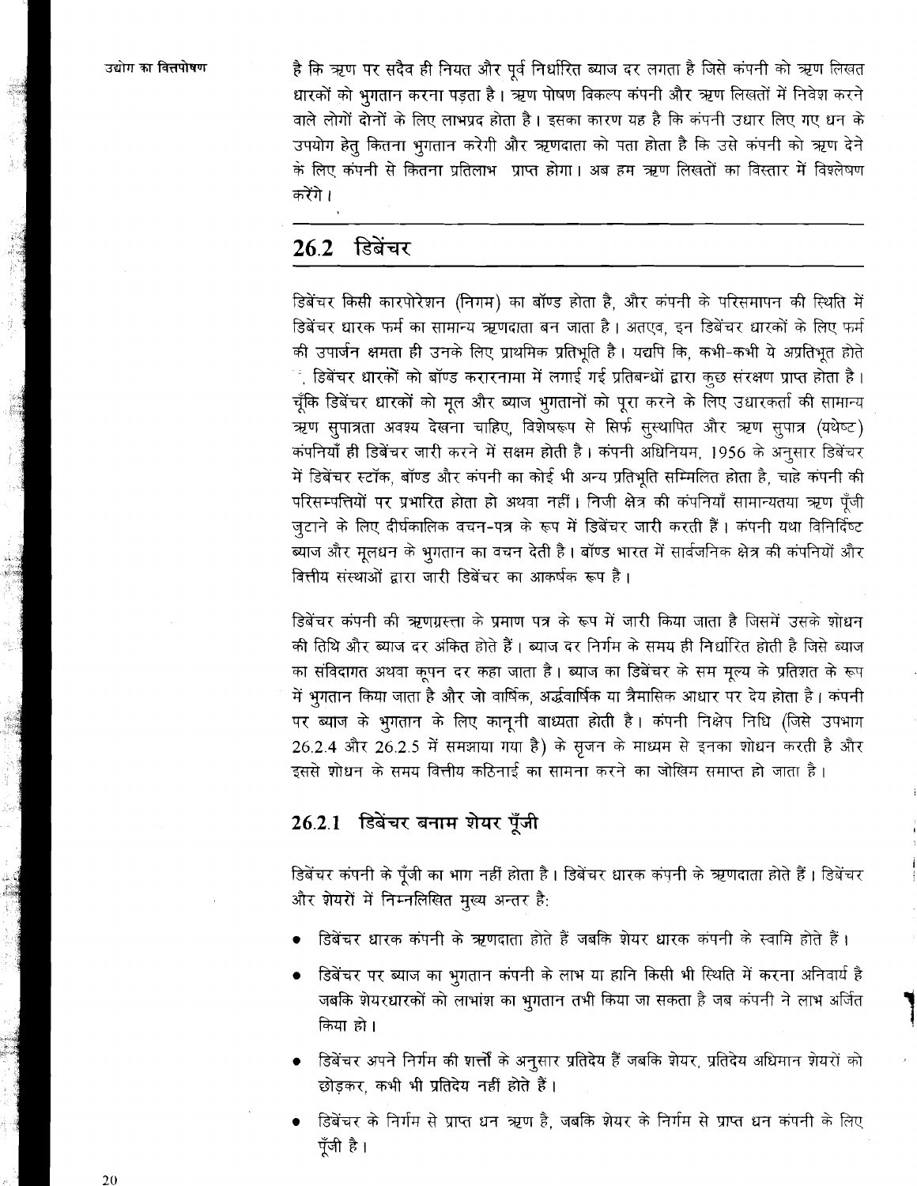है कि ऋण पर सदैव ही नियत और पूर्व निर्धारित ब्याज दर लगता है जिसे कंपनी को ऋण लिखत धारकों को भुगतान करना पड़ता है। ऋण पोषण विकल्प कंपनी और ऋण लिखतों में निवेश करने वाले लोगों दोनों के लिए लाभप्रद होता है। इसका कारण यह है कि कंपनी उधार लिए गए धन के उपयोग हेतु कितना भुगतान करेगी और ऋणदाता को पता होता है कि उसे कंपनी को ऋण देने के लिए कंपनी से कितना प्रतिलाभ प्राप्त होगा। अब हम ऋण लिखतों का विस्तार में विश्लेषण करेंगे।

## 26.2 डिबेंचर

डिबेंचर किसी कारपोरेशन (निगम) का बॉण्ड होता है, और कंपनी के परिसमापन की स्थिति में डिबेंचर धारक फर्म का सामान्य ऋणदाता बन जाता है। अतएव, इन डिबेंचर धारकों के लिए फर्म की उपार्जन क्षमता ही उनके लिए प्राथमिक प्रतिभूति है। यद्यपि कि, कभी-कभी ये अप्रतिभूत होते हैं, डिबेंचर धारकों को बॉण्ड करारनामा में लगाई गई प्रतिबन्धों द्वारा कुछ संरक्षण प्राप्त होता है। चूँकि डिबेंचर धारकों को मूल और ब्याज भुगतानों को पूरा करने के लिए उधारकर्ता की सामान्य ऋण सुपात्रता अवश्य देखना चाहिए, विशेषरूप से सिर्फ सुस्थापित और ऋण सुपात्र (यथेष्ट) कंपनियाँ ही डिबेंचर जारी करने में सक्षम होती है। कंपनी अधिनियम, 1956 के अनुसार डिबेंचर में डिबेंचर स्टॉक, बॉण्ड और कंपनी का कोई भी अन्य प्रतिभूति सम्मिलित होता है, चाहे कंपनी की परिसम्पत्तियों पर प्रभारित होता हो अथवा नहीं। निजी क्षेत्र की कंपनियाँ सामान्यतया ऋण पूँजी जुटाने के लिए दीर्घकालिक वचन-पत्र के रूप में डिबेंचर जारी करती हैं। कंपनी यथा विनिर्दिष्ट ब्याज और मूलधन के भुगतान का वचन देती है। बॉण्ड भारत में सार्वजनिक क्षेत्र की कंपनियों और वित्तीय संस्थाओं द्वारा जारी डिबेंचर का आकर्षक रूप है।

डिबेंचर कंपनी की ऋणग्रस्ता के प्रमाण पत्र के रूप में जारी किया जाता है जिसमें उसके शोधन की तिथि और ब्याज दर अंकित होते हैं। ब्याज दर निर्गम के समय ही निर्धारित होती है जिसे ब्याज का संविदागत अथवा कूपन दर कहा जाता है। ब्याज का डिबेंचर के सम मूल्य के प्रतिशत के रूप में भुगतान किया जाता है और जो वार्षिक, अर्द्धवार्षिक या त्रैमासिक आधार पर देय होता है। कंपनी पर ब्याज के भुगतान के लिए कानूनी बाध्यता होती है। कंपनी निक्षेप निधि (जिसे उपभाग 26.2.4 और 26.2.5 में समझाया गया है) के सृजन के माध्यम से इनका शोधन करती है और इससे शोधन के समय वित्तीय कठिनाई का सामना करने का जोखिम समाप्त हो जाता है।

### 26.2.1 डिबेंचर बनाम शेयर पूँजी

डिबेंचर कंपनी के पूँजी का भाग नहीं होता है। डिबेंचर धारक कंपनी के ऋणदाता होते हैं। डिबेंचर और शेयरों में निम्नलिखित मुख्य अन्तर है:

- डिबेंचर धारक कंपनी के ऋणदाता होते हैं जबकि शेयर धारक कंपनी के स्वामि होते हैं।
- डिबेंचर पर ब्याज का भुगतान कंपनी के लाभ या हानि किसी भी स्थिति में करना अनिवार्य है जबकि शेयरधारकों को लाभांश का भुगतान तभी किया जा सकता है जब कंपनी ने लाभ अर्जित किया हो।
- डिबेंचर अपने निर्गम की शर्त्तों के अनुसार प्रतिदेय हैं जबकि शेयर, प्रतिदेय अधिमान शेयरों को छोड़कर, कभी भी प्रतिदेय नहीं होते हैं।
- डिबेंचर के निर्गम से प्राप्त धन ऋण है, जबकि शेयर के निर्गम से प्राप्त धन कंपनी के लिए पूँजी है।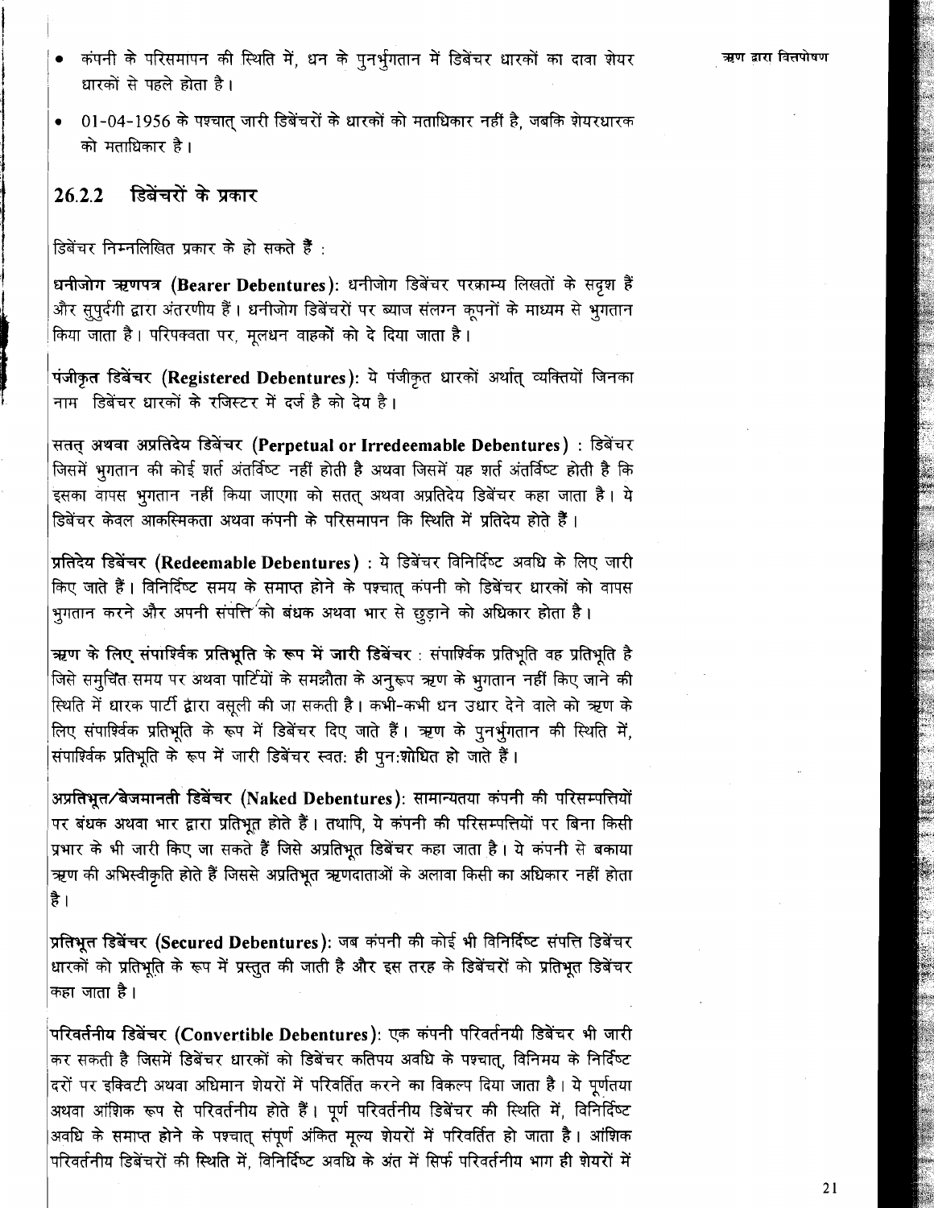- कंपनी के परिसमापन की स्थिति में, धन के पुनर्भुगतान में डिबेंचर धारकों का दावा शेयर धारकों से पहले होता है।
- 01-04-1956 के पश्चात् जारी डिबेंचरों के धारकों को मताधिकार नहीं है, जबकि शेयरधारक को मताधिकार है।

### 26.2.2 डिबेंचरों के प्रकार

डिबेंचर निम्नलिखित प्रकार के हो सकते हैं :

**धनीजोग ऋणपत्र (Bearer Debentures):** धनीजोग डिबेंचर परक्राम्य लिखतों के सदृश हैं और सुपुर्दगी द्वारा अंतरणीय हैं। धनीजोग डिबेंचरों पर ब्याज संलग्न कूपनों के माध्यम से भुगतान किया जाता है। परिपक्वता पर, मूलधन वाहकों को दे दिया जाता है।

**पंजीकृत डिबेंचर (Registered Debentures):** ये पंजीकृत धारकों अर्थात् व्यक्तियों जिनका नाम डिबेंचर धारकों के रजिस्टर में दर्ज है को देय है।

**सतत् अथवा अप्रतिदेय डिबेंचर (Perpetual or Irredeemable Debentures) :** डिबेंचर जिसमें भुगतान की कोई शर्त अंतर्विष्ट नहीं होती है अथवा जिसमें यह शर्त अंतर्विष्ट होती है कि इसका वापस भुगतान नहीं किया जाएगा को सतत् अथवा अप्रतिदेय डिबेंचर कहा जाता है। ये डिबेंचर केवल आकस्मिकता अथवा कंपनी के परिसमापन कि स्थिति में प्रतिदेय होते हैं।

**प्रतिदेय डिबेंचर (Redeemable Debentures) :** ये डिबेंचर विनिर्दिष्ट अवधि के लिए जारी किए जाते हैं। विनिर्दिष्ट समय के समाप्त होने के पश्चात् कंपनी को डिबेंचर धारकों को वापस भुगतान करने और अपनी संपत्ति को बंधक अथवा भार से छुड़ाने को अधिकार होता है।

**ऋण के लिए संपार्श्विक प्रतिभूति के रूप में जारी डिबेंचर :** संपार्श्विक प्रतिभूति वह प्रतिभूति है जिसे समुचित समय पर अथवा पार्टियों के समझौता के अनुरूप ऋण के भुगतान नहीं किए जाने की स्थिति में धारक पार्टी द्वारा वसूली की जा सकती है। कभी-कभी धन उधार देने वाले को ऋण के लिए संपार्श्विक प्रतिभूति के रूप में डिबेंचर दिए जाते हैं। ऋण के पुनर्भुगतान की स्थिति में, संपार्श्विक प्रतिभूति के रूप में जारी डिबेंचर स्वत: ही पुन:शोधित हो जाते हैं।

**अप्रतिभूत/बेजमानती डिबेंचर (Naked Debentures):** सामान्यतया कंपनी की परिसम्पत्तियों पर बंधक अथवा भार द्वारा प्रतिभूत होते हैं। तथापि, ये कंपनी की परिसम्पत्तियों पर बिना किसी प्रभार के भी जारी किए जा सकते हैं जिसे अप्रतिभूत डिबेंचर कहा जाता है। ये कंपनी से बकाया ऋण की अभिस्वीकृति होते हैं जिससे अप्रतिभूत ऋणदाताओं के अलावा किसी का अधिकार नहीं होता है।

**प्रतिभूत डिबेंचर (Secured Debentures):** जब कंपनी की कोई भी विनिर्दिष्ट संपत्ति डिबेंचर धारकों को प्रतिभूति के रूप में प्रस्तुत की जाती है और इस तरह के डिबेंचरों को प्रतिभूत डिबेंचर कहा जाता है।

**परिवर्तनीय डिबेंचर (Convertible Debentures):** एक कंपनी परिवर्तनयी डिबेंचर भी जारी कर सकती है जिसमें डिबेंचर धारकों को डिबेंचर कतिपय अवधि के पश्चात्, विनिमय के निर्दिष्ट दरों पर इक्विटी अथवा अधिमान शेयरों में परिवर्तित करने का विकल्प दिया जाता है। ये पूर्णतया अथवा आंशिक रूप से परिवर्तनीय होते हैं। पूर्ण परिवर्तनीय डिबेंचर की स्थिति में, विनिर्दिष्ट अवधि के समाप्त होने के पश्चात् संपूर्ण अंकित मूल्य शेयरों में परिवर्तित हो जाता है। आंशिक परिवर्तनीय डिबेंचरों की स्थिति में, विनिर्दिष्ट अवधि के अंत में सिर्फ परिवर्तनीय भाग ही शेयरों में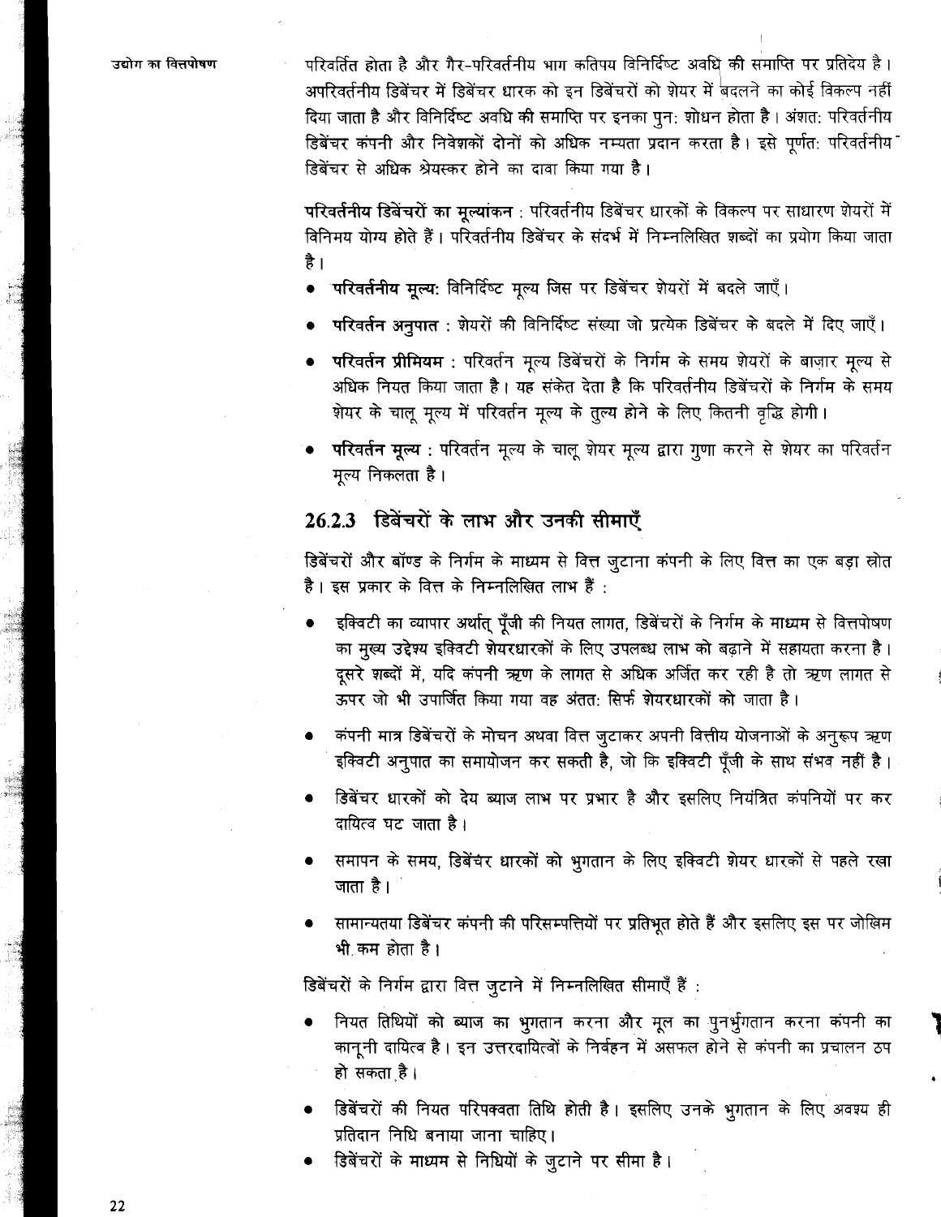परिवर्तित होता है और गैर-परिवर्तनीय भाग कतिपय विनिर्दिष्ट अवधि की समाप्ति पर प्रतिदेय है। अपरिवर्तनीय डिबेंचर में डिबेंचर धारक को इन डिबेंचरों को शेयर में बदलने का कोई विकल्प नहीं दिया जाता है और विनिर्दिष्ट अवधि की समाप्ति पर इनका पुन: शोधन होता है। अंशत: परिवर्तनीय डिबेंचर कंपनी और निवेशकों दोनों को अधिक नम्यता प्रदान करता है। इसे पूर्णत: परिवर्तनीय डिबेंचर से अधिक श्रेयस्कर होने का दावा किया गया है।

**परिवर्तनीय डिबेंचरों का मूल्यांकन** : परिवर्तनीय डिबेंचर धारकों के विकल्प पर साधारण शेयरों में विनिमय योग्य होते हैं। परिवर्तनीय डिबेंचर के संदर्भ में निम्नलिखित शब्दों का प्रयोग किया जाता है।

- **परिवर्तनीय मूल्य:** विनिर्दिष्ट मूल्य जिस पर डिबेंचर शेयरों में बदले जाएँ।
- **परिवर्तन अनुपात** : शेयरों की विनिर्दिष्ट संख्या जो प्रत्येक डिबेंचर के बदले में दिए जाएँ।
- **परिवर्तन प्रीमियम** : परिवर्तन मूल्य डिबेंचरों के निर्गम के समय शेयरों के बाज़ार मूल्य से अधिक नियत किया जाता है। यह संकेत देता है कि परिवर्तनीय डिबेंचरों के निर्गम के समय शेयर के चालू मूल्य में परिवर्तन मूल्य के तुल्य होने के लिए कितनी वृद्धि होगी।
- **परिवर्तन मूल्य** : परिवर्तन मूल्य के चालू शेयर मूल्य द्वारा गुणा करने से शेयर का परिवर्तन मूल्य निकलता है।

### 26.2.3 डिबेंचरों के लाभ और उनकी सीमाएँ

डिबेंचरों और बॉण्ड के निर्गम के माध्यम से वित्त जुटाना कंपनी के लिए वित्त का एक बड़ा स्रोत है। इस प्रकार के वित्त के निम्नलिखित लाभ हैं :

- इक्विटी का व्यापार अर्थात् पूँजी की नियत लागत, डिबेंचरों के निर्गम के माध्यम से वित्तपोषण का मुख्य उद्देश्य इक्विटी शेयरधारकों के लिए उपलब्ध लाभ को बढ़ाने में सहायता करना है। दूसरे शब्दों में, यदि कंपनी ऋण के लागत से अधिक अर्जित कर रही है तो ऋण लागत से ऊपर जो भी उपार्जित किया गया वह अंतत: सिर्फ शेयरधारकों को जाता है।
- कंपनी मात्र डिबेंचरों के मोचन अथवा वित्त जुटाकर अपनी वित्तीय योजनाओं के अनुरूप ऋण इक्विटी अनुपात का समायोजन कर सकती है, जो कि इक्विटी पूँजी के साथ संभव नहीं है।
- डिबेंचर धारकों को देय ब्याज लाभ पर प्रभार है और इसलिए नियंत्रित कंपनियों पर कर दायित्व घट जाता है।
- समापन के समय, डिबेंचर धारकों को भुगतान के लिए इक्विटी शेयर धारकों से पहले रखा जाता है।
- सामान्यतया डिबेंचर कंपनी की परिसम्पत्तियों पर प्रतिभूत होते हैं और इसलिए इस पर जोखिम भी कम होता है।

डिबेंचरों के निर्गम द्वारा वित्त जुटाने में निम्नलिखित सीमाएँ हैं :

- नियत तिथियों को ब्याज का भुगतान करना और मूल का पुनर्भुगतान करना कंपनी का कानूनी दायित्व है। इन उत्तरदायित्वों के निर्वहन में असफल होने से कंपनी का प्रचालन ठप हो सकता है।
- डिबेंचरों की नियत परिपक्वता तिथि होती है। इसलिए उनके भुगतान के लिए अवश्य ही प्रतिदान निधि बनाया जाना चाहिए।
- डिबेंचरों के माध्यम से निधियों के जुटाने पर सीमा है।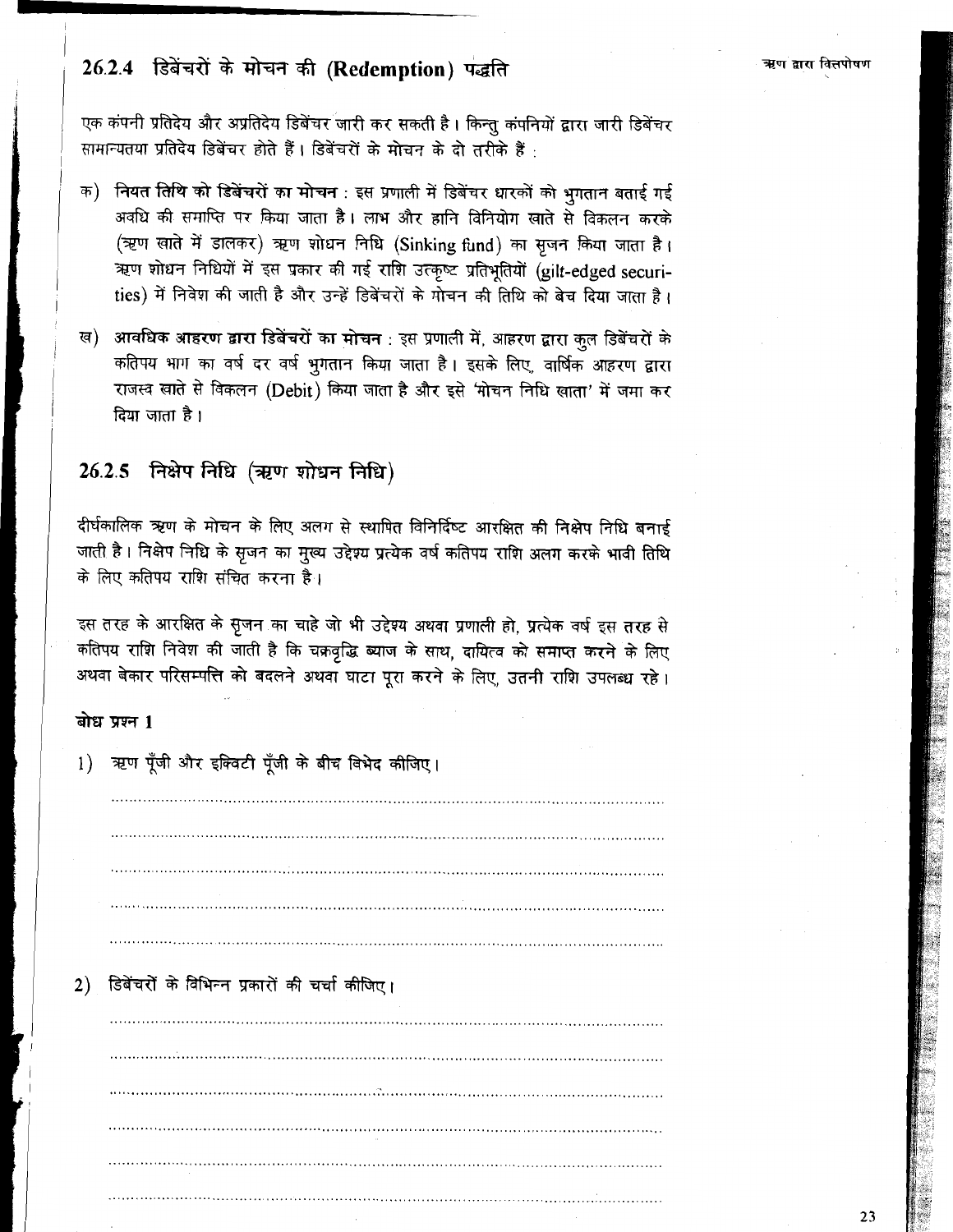## 26.2.4 डिबेंचरों के मोचन की (Redemption) पद्धति

एक कंपनी प्रतिदेय और अप्रतिदेय डिबेंचर जारी कर सकती है। किन्तु कंपनियों द्वारा जारी डिबेंचर सामान्यतया प्रतिदेय डिबेंचर होते हैं। डिबेंचरों के मोचन के दो तरीके हैं :

क) **नियत तिथि को डिबेंचरों का मोचन** : इस प्रणाली में डिबेंचर धारकों को भुगतान बताई गई अवधि की समाप्ति पर किया जाता है। लाभ और हानि विनियोग खाते से विकलन करके (ऋण खाते में डालकर) ऋण शोधन निधि (Sinking fund) का सृजन किया जाता है। ऋण शोधन निधियों में इस प्रकार की गई राशि उत्कृष्ट प्रतिभूतियों (gilt-edged securities) में निवेश की जाती है और उन्हें डिबेंचरों के मोचन की तिथि को बेच दिया जाता है।

ख) **आवधिक आहरण द्वारा डिबेंचरों का मोचन** : इस प्रणाली में, आहरण द्वारा कुल डिबेंचरों के कतिपय भाग का वर्ष दर वर्ष भुगतान किया जाता है। इसके लिए, वार्षिक आहरण द्वारा राजस्व खाते से विकलन (Debit) किया जाता है और इसे 'मोचन निधि खाता' में जमा कर दिया जाता है।

## 26.2.5 निक्षेप निधि (ऋण शोधन निधि)

दीर्घकालिक ऋण के मोचन के लिए अलग से स्थापित विनिर्दिष्ट आरक्षित की निक्षेप निधि बनाई जाती है। निक्षेप निधि के सृजन का मुख्य उद्देश्य प्रत्येक वर्ष कतिपय राशि अलग करके भावी तिथि के लिए कतिपय राशि संचित करना है।

इस तरह के आरक्षित के सृजन का चाहे जो भी उद्देश्य अथवा प्रणाली हो, प्रत्येक वर्ष इस तरह से कतिपय राशि निवेश की जाती है कि चक्रवृद्धि ब्याज के साथ, दायित्व को समाप्त करने के लिए अथवा बेकार परिसम्पत्ति को बदलने अथवा घाटा पूरा करने के लिए, उतनी राशि उपलब्ध रहे।

**बोध प्रश्न 1**

1) ऋण पूँजी और इक्विटी पूँजी के बीच विभेद कीजिए।

..........................................................................................................

..........................................................................................................

..........................................................................................................

..........................................................................................................

..........................................................................................................

2) डिबेंचरों के विभिन्न प्रकारों की चर्चा कीजिए।

..........................................................................................................

..........................................................................................................

..........................................................................................................

..........................................................................................................

..........................................................................................................

..........................................................................................................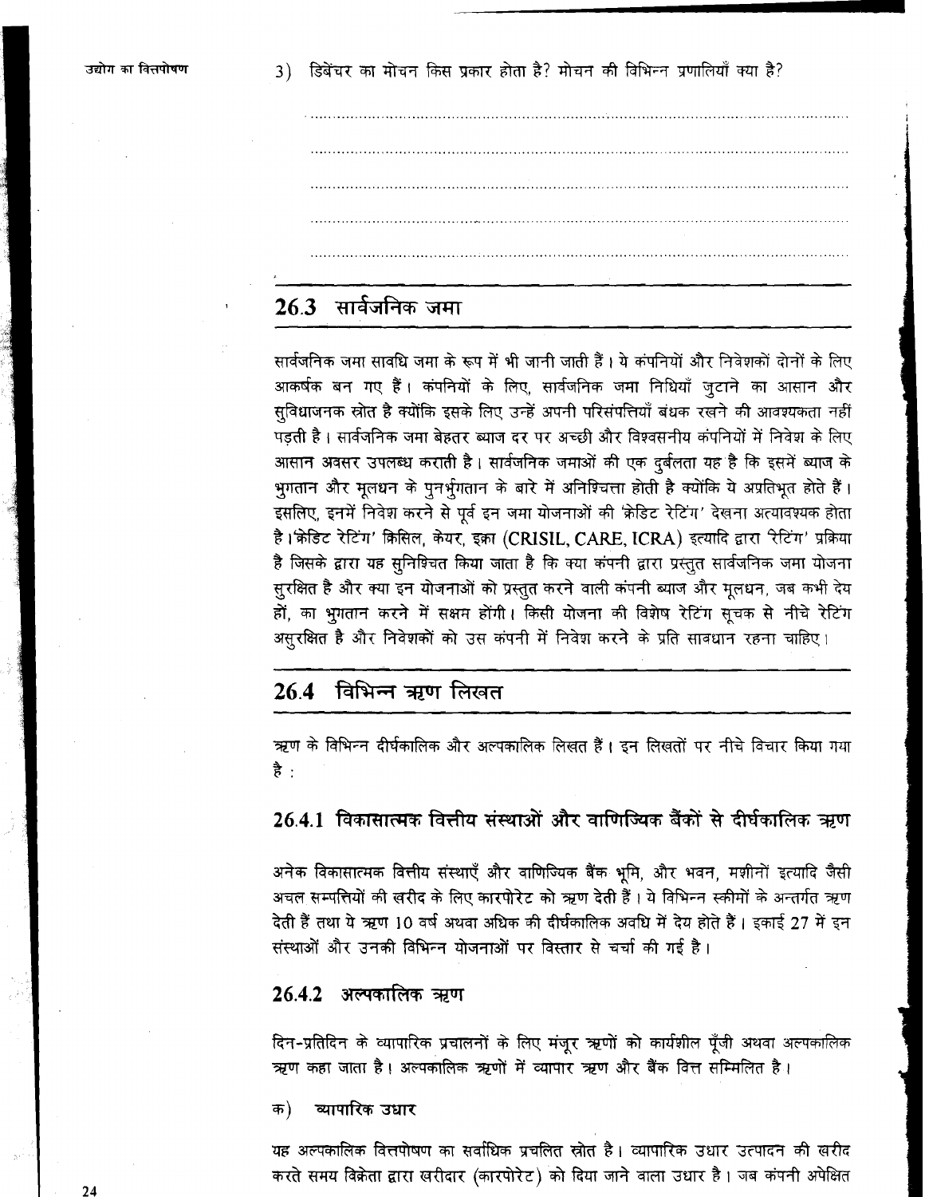3) डिबेंचर का मोचन किस प्रकार होता है? मोचन की विभिन्न प्रणालियाँ क्या है?

..................................................................................................................................

..................................................................................................................................

..................................................................................................................................

..................................................................................................................................

..................................................................................................................................

## 26.3 सार्वजनिक जमा

सार्वजनिक जमा सावधि जमा के रूप में भी जानी जाती हैं। ये कंपनियों और निवेशकों दोनों के लिए आकर्षक बन गए हैं। कंपनियों के लिए, सार्वजनिक जमा निधियाँ जुटाने का आसान और सुविधाजनक स्रोत है क्योंकि इसके लिए उन्हें अपनी परिसंपत्तियाँ बंधक रखने की आवश्यकता नहीं पड़ती है। सार्वजनिक जमा बेहतर ब्याज दर पर अच्छी और विश्वसनीय कंपनियों में निवेश के लिए आसान अवसर उपलब्ध कराती है। सार्वजनिक जमाओं की एक दुर्बलता यह है कि इसमें ब्याज के भुगतान और मूलधन के पुनर्भुगतान के बारे में अनिश्चित्ता होती है क्योंकि ये अप्रतिभूत होते हैं। इसलिए, इनमें निवेश करने से पूर्व इन जमा योजनाओं की 'क्रेडिट रेटिंग' देखना अत्यावश्यक होता है। 'क्रेडिट रेटिंग' क्रिसिल, केयर, इक्रा (CRISIL, CARE, ICRA) इत्यादि द्वारा 'रेटिंग' प्रक्रिया है जिसके द्वारा यह सुनिश्चित किया जाता है कि क्या कंपनी द्वारा प्रस्तुत सार्वजनिक जमा योजना सुरक्षित है और क्या इन योजनाओं को प्रस्तुत करने वाली कंपनी ब्याज और मूलधन, जब कभी देय हों, का भुगतान करने में सक्षम होंगी। किसी योजना की विशेष रेटिंग सूचक से नीचे रेटिंग असुरक्षित है और निवेशकों को उस कंपनी में निवेश करने के प्रति सावधान रहना चाहिए।

## 26.4 विभिन्न ऋण लिखत

ऋण के विभिन्न दीर्घकालिक और अल्पकालिक लिखत हैं। इन लिखतों पर नीचे विचार किया गया है :

### 26.4.1 विकासात्मक वित्तीय संस्थाओं और वाणिज्यिक बैंकों से दीर्घकालिक ऋण

अनेक विकासात्मक वित्तीय संस्थाएँ और वाणिज्यिक बैंक भूमि, और भवन, मशीनों इत्यादि जैसी अचल सम्पत्तियों की खरीद के लिए कारपोरेट को ऋण देती हैं। ये विभिन्न स्कीमों के अन्तर्गत ऋण देती हैं तथा ये ऋण 10 वर्ष अथवा अधिक की दीर्घकालिक अवधि में देय होते हैं। इकाई 27 में इन संस्थाओं और उनकी विभिन्न योजनाओं पर विस्तार से चर्चा की गई है।

### 26.4.2 अल्पकालिक ऋण

दिन-प्रतिदिन के व्यापारिक प्रचालनों के लिए मंजूर ऋणों को कार्यशील पूँजी अथवा अल्पकालिक ऋण कहा जाता है। अल्पकालिक ऋणों में व्यापार ऋण और बैंक वित्त सम्मिलित है।

क) **व्यापारिक उधार**

यह अल्पकालिक वित्तपोषण का सर्वाधिक प्रचलित स्रोत है। व्यापारिक उधार उत्पादन की खरीद करते समय विक्रेता द्वारा खरीदार (कारपोरेट) को दिया जाने वाला उधार है। जब कंपनी अपेक्षित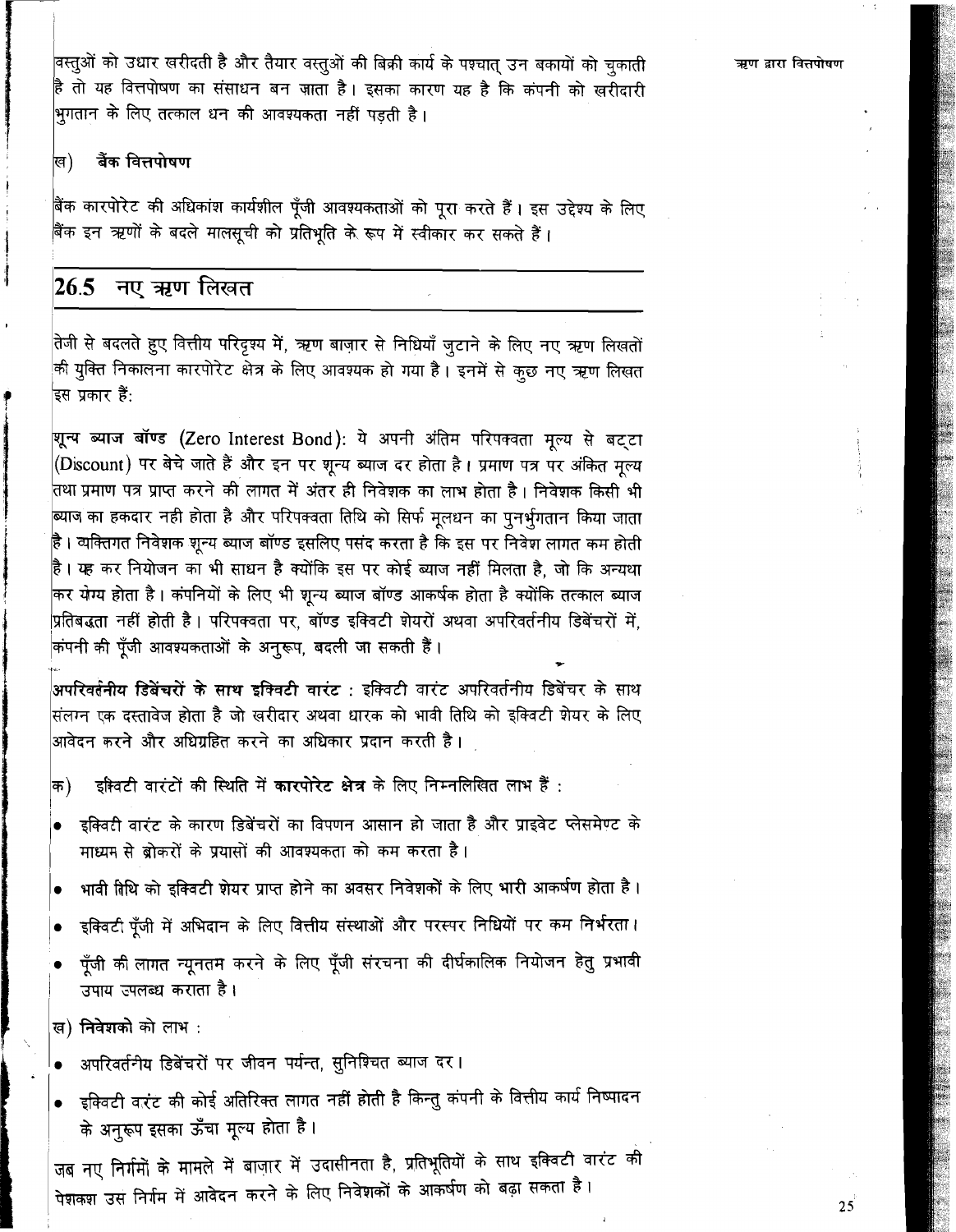वस्तुओं को उधार खरीदती है और तैयार वस्तुओं की बिक्री कार्य के पश्चात् उन बकायों को चुकाती है तो यह वित्तपोषण का संसाधन बन जाता है। इसका कारण यह है कि कंपनी को खरीदारी भुगतान के लिए तत्काल धन की आवश्यकता नहीं पड़ती है।

ख) **बैंक वित्तपोषण**

बैंक कारपोरेट की अधिकांश कार्यशील पूँजी आवश्यकताओं को पूरा करते हैं। इस उद्देश्य के लिए बैंक इन ऋणों के बदले मालसूची को प्रतिभूति के रूप में स्वीकार कर सकते हैं।

## 26.5 नए ऋण लिखत

तेजी से बदलते हुए वित्तीय परिदृश्य में, ऋण बाज़ार से निधियाँ जुटाने के लिए नए ऋण लिखतों की युक्ति निकालना कारपोरेट क्षेत्र के लिए आवश्यक हो गया है। इनमें से कुछ नए ऋण लिखत इस प्रकार हैं:

**शून्य ब्याज बॉण्ड** (Zero Interest Bond): ये अपनी अंतिम परिपक्वता मूल्य से बट्टा (Discount) पर बेचे जाते हैं और इन पर शून्य ब्याज दर होता है। प्रमाण पत्र पर अंकित मूल्य तथा प्रमाण पत्र प्राप्त करने की लागत में अंतर ही निवेशक का लाभ होता है। निवेशक किसी भी ब्याज का हकदार नही होता है और परिपक्वता तिथि को सिर्फ मूलधन का पुनर्भुगतान किया जाता है। व्यक्तिगत निवेशक शून्य ब्याज बॉण्ड इसलिए पसंद करता है कि इस पर निवेश लागत कम होती है। यह कर नियोजन का भी साधन है क्योंकि इस पर कोई ब्याज नहीं मिलता है, जो कि अन्यथा कर योग्य होता है। कंपनियों के लिए भी शून्य ब्याज बॉण्ड आकर्षक होता है क्योंकि तत्काल ब्याज प्रतिबद्धता नहीं होती है। परिपक्वता पर, बॉण्ड इक्विटी शेयरों अथवा अपरिवर्तनीय डिबेंचरों में, कंपनी की पूँजी आवश्यकताओं के अनुरूप, बदली जा सकती हैं।

**अपरिवर्तनीय डिबेंचरों के साथ इक्विटी वारंट** : इक्विटी वारंट अपरिवर्तनीय डिबेंचर के साथ संलग्न एक दस्तावेज होता है जो खरीदार अथवा धारक को भावी तिथि को इक्विटी शेयर के लिए आवेदन करने और अधिग्रहित करने का अधिकार प्रदान करती है।

क) इक्विटी वारंटों की स्थिति में **कारपोरेट क्षेत्र** के लिए निम्नलिखित लाभ हैं :

- इक्विटी वारंट के कारण डिबेंचरों का विपणन आसान हो जाता है और प्राइवेट प्लेसमेण्ट के माध्यम से ब्रोकरों के प्रयासों की आवश्यकता को कम करता है।
- भावी तिथि को इक्विटी शेयर प्राप्त होने का अवसर निवेशकों के लिए भारी आकर्षण होता है।
- इक्विटी पूँजी में अभिदान के लिए वित्तीय संस्थाओं और परस्पर निधियों पर कम निर्भरता।
- पूँजी की लागत न्यूनतम करने के लिए पूँजी संरचना की दीर्घकालिक नियोजन हेतु प्रभावी उपाय उपलब्ध कराता है।

ख) **निवेशकों** को लाभ :

- अपरिवर्तनीय डिबेंचरों पर जीवन पर्यन्त, सुनिश्चित ब्याज दर।
- इक्विटी वारंट की कोई अतिरिक्त लागत नहीं होती है किन्तु कंपनी के वित्तीय कार्य निष्पादन के अनुरूप इसका ऊँचा मूल्य होता है।

जब नए निर्गमों के मामले में बाज़ार में उदासीनता है, प्रतिभूतियों के साथ इक्विटी वारंट की पेशकश उस निर्गम में आवेदन करने के लिए निवेशकों के आकर्षण को बढ़ा सकता है।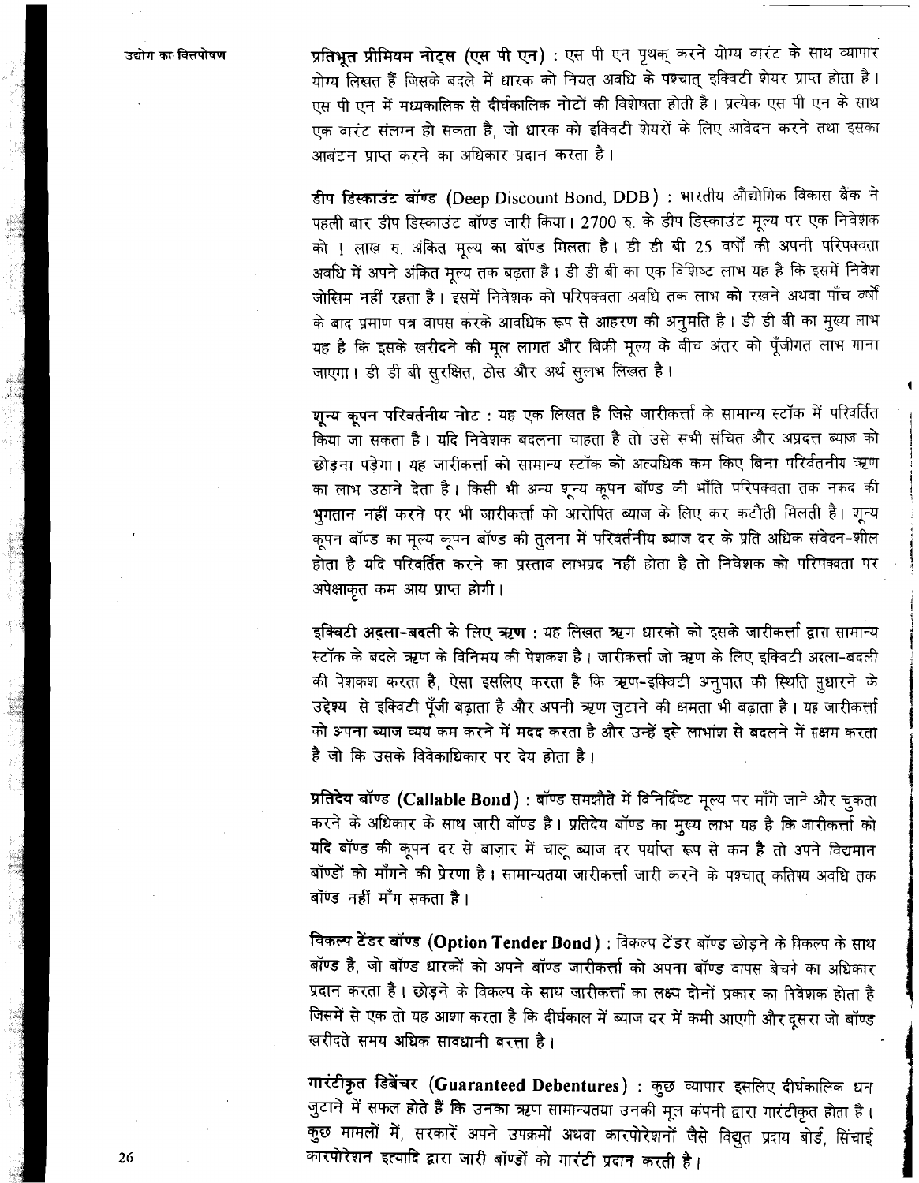**प्रतिभूत प्रीमियम नोट्स (एस पी एन)** : एस पी एन पृथक् करने योग्य वारंट के साथ व्यापार योग्य लिखत हैं जिसके बदले में धारक को नियत अवधि के पश्चात् इक्विटी शेयर प्राप्त होता है। एस पी एन में मध्यकालिक से दीर्घकालिक नोटों की विशेषता होती है। प्रत्येक एस पी एन के साथ एक वारंट संलग्न हो सकता है, जो धारक को इक्विटी शेयरों के लिए आवेदन करने तथा इसका आबंटन प्राप्त करने का अधिकार प्रदान करता है।

**डीप डिस्काउंट बॉण्ड (Deep Discount Bond, DDB)** : भारतीय औद्योगिक विकास बैंक ने पहली बार डीप डिस्काउंट बॉण्ड जारी किया। 2700 रु. के डीप डिस्काउंट मूल्य पर एक निवेशक को 1 लाख रु. अंकित मूल्य का बॉण्ड मिलता है। डी डी बी 25 वर्षों की अपनी परिपक्वता अवधि में अपने अंकित मूल्य तक बढ़ता है। डी डी बी का एक विशिष्ट लाभ यह है कि इसमें निवेश जोखिम नहीं रहता है। इसमें निवेशक को परिपक्वता अवधि तक लाभ को रखने अथवा पाँच वर्षों के बाद प्रमाण पत्र वापस करके आवधिक रूप से आहरण की अनुमति है। डी डी बी का मुख्य लाभ यह है कि इसके खरीदने की मूल लागत और बिक्री मूल्य के बीच अंतर को पूँजीगत लाभ माना जाएगा। डी डी बी सुरक्षित, ठोस और अर्थ सुलभ लिखत है।

**शून्य कूपन परिवर्तनीय नोट** : यह एक लिखत है जिसे जारीकर्त्ता के सामान्य स्टॉक में परिवर्तित किया जा सकता है। यदि निवेशक बदलना चाहता है तो उसे सभी संचित और अप्रदत्त ब्याज को छोड़ना पड़ेगा। यह जारीकर्त्ता को सामान्य स्टॉक को अत्यधिक कम किए बिना परिवर्तनीय ऋण का लाभ उठाने देता है। किसी भी अन्य शून्य कूपन बॉण्ड की भाँति परिपक्वता तक नकद की भुगतान नहीं करने पर भी जारीकर्त्ता को आरोपित ब्याज के लिए कर कटौती मिलती है। शून्य कूपन बॉण्ड का मूल्य कूपन बॉण्ड की तुलना में परिवर्तनीय ब्याज दर के प्रति अधिक संवेदन-शील होता है यदि परिवर्तित करने का प्रस्ताव लाभप्रद नहीं होता है तो निवेशक को परिपक्वता पर अपेक्षाकृत कम आय प्राप्त होगी।

**इक्विटी अदला-बदली के लिए ऋण** : यह लिखत ऋण धारकों को इसके जारीकर्त्ता द्वारा सामान्य स्टॉक के बदले ऋण के विनिमय की पेशकश है। जारीकर्त्ता जो ऋण के लिए इक्विटी अदला-बदली की पेशकश करता है, ऐसा इसलिए करता है कि ऋण-इक्विटी अनुपात की स्थिति सुधारने के उद्देश्य से इक्विटी पूँजी बढ़ाता है और अपनी ऋण जुटाने की क्षमता भी बढ़ाता है। यह जारीकर्त्ता को अपना ब्याज व्यय कम करने में मदद करता है और उन्हें इसे लाभांश से बदलने में सक्षम करता है जो कि उसके विवेकाधिकार पर देय होता है।

**प्रतिदेय बॉण्ड (Callable Bond)** : बॉण्ड समझौते में विनिर्दिष्ट मूल्य पर माँगे जाने और चुकता करने के अधिकार के साथ जारी बॉण्ड है। प्रतिदेय बॉण्ड का मुख्य लाभ यह है कि जारीकर्त्ता को यदि बॉण्ड की कूपन दर से बाज़ार में चालू ब्याज दर पर्याप्त रूप से कम है तो अपने विद्यमान बॉण्डों को माँगने की प्रेरणा है। सामान्यतया जारीकर्त्ता जारी करने के पश्चात् कतिपय अवधि तक बॉण्ड नहीं माँग सकता है।

**विकल्प टेंडर बॉण्ड (Option Tender Bond)** : विकल्प टेंडर बॉण्ड छोड़ने के विकल्प के साथ बॉण्ड है, जो बॉण्ड धारकों को अपने बॉण्ड जारीकर्त्ता को अपना बॉण्ड वापस बेचने का अधिकार प्रदान करता है। छोड़ने के विकल्प के साथ जारीकर्त्ता का लक्ष्य दोनों प्रकार का निवेशक होता है जिसमें से एक तो यह आशा करता है कि दीर्घकाल में ब्याज दर में कमी आएगी और दूसरा जो बॉण्ड खरीदते समय अधिक सावधानी बरतता है।

**गारंटीकृत डिबेंचर (Guaranteed Debentures)** : कुछ व्यापार इसलिए दीर्घकालिक धन जुटाने में सफल होते हैं कि उनका ऋण सामान्यतया उनकी मूल कंपनी द्वारा गारंटीकृत होता है। कुछ मामलों में, सरकारें अपने उपक्रमों अथवा कारपोरेशनों जैसे विद्युत प्रदाय बोर्ड, सिंचाई कारपोरेशन इत्यादि द्वारा जारी बॉण्डों को गारंटी प्रदान करती है।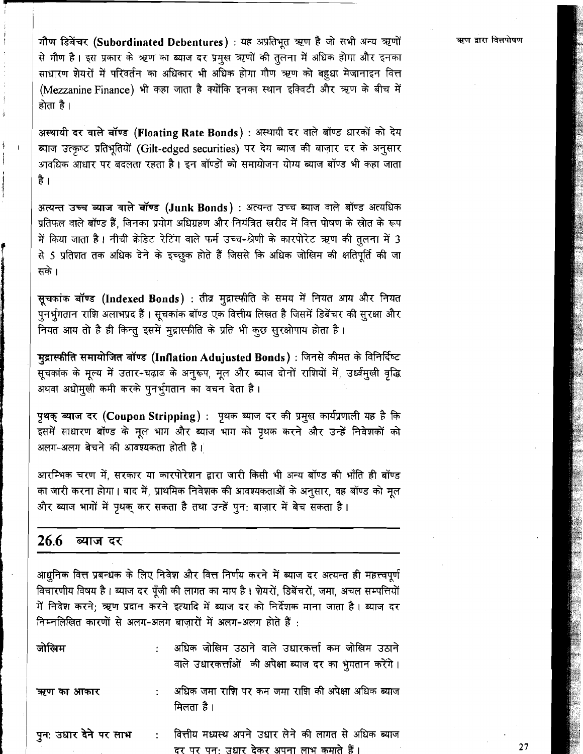**गौण डिबेंचर (Subordinated Debentures)** : यह अप्रतिभूत ऋण है जो सभी अन्य ऋणों से गौण है। इस प्रकार के ऋण का ब्याज दर प्रमुख ऋणों की तुलना में अधिक होगा और इनका साधारण शेयरों में परिवर्तन का अधिकार भी अधिक होगा गौण ऋण को बहुधा मेजानाइन वित्त (Mezzanine Finance) भी कहा जाता है क्योंकि इनका स्थान इक्विटी और ऋण के बीच में होता है।

**अस्थायी दर वाले बॉण्ड (Floating Rate Bonds)** : अस्थायी दर वाले बॉण्ड धारकों को देय ब्याज उत्कृष्ट प्रतिभूतियों (Gilt-edged securities) पर देय ब्याज की बाज़ार दर के अनुसार आवधिक आधार पर बदलता रहता है। इन बॉण्डों को समायोजन योग्य ब्याज बॉण्ड भी कहा जाता है।

**अत्यन्त उच्च ब्याज वाले बॉण्ड (Junk Bonds)** : अत्यन्त उच्च ब्याज वाले बॉण्ड अत्यधिक प्रतिफल वाले बॉण्ड हैं, जिनका प्रयोग अधिग्रहण और नियंत्रित खरीद में वित्त पोषण के स्रोत के रूप में किया जाता है। नीची क्रेडिट रेटिंग वाले फर्म उच्च-श्रेणी के कारपोरेट ऋण की तुलना में 3 से 5 प्रतिशत तक अधिक देने के इच्छुक होते हैं जिससे कि अधिक जोखिम की क्षतिपूर्ति की जा सके।

**सूचकांक बॉण्ड (Indexed Bonds)** : तीव्र मुद्रास्फीति के समय में नियत आय और नियत पुनर्भुगतान राशि अलाभप्रद हैं। सूचकांक बॉण्ड एक वित्तीय लिखत है जिसमें डिबेंचर की सुरक्षा और नियत आय तो है ही किन्तु इसमें मुद्रास्फीति के प्रति भी कुछ सुरक्षोपाय होता है।

**मुद्रास्फीति समायोजित बॉण्ड (Inflation Adujusted Bonds)** : जिनसे कीमत के विनिर्दिष्ट सूचकांक के मूल्य में उतार-चढ़ाव के अनुरूप, मूल और ब्याज दोनों राशियों में, उर्ध्वमुखी वृद्धि अथवा अधोमुखी कमी करके पुनर्भुगतान का वचन देता है।

**पृथक् ब्याज दर (Coupon Stripping)** : पृथक ब्याज दर की प्रमुख कार्यप्रणाली यह है कि इसमें साधारण बॉण्ड के मूल भाग और ब्याज भाग को पृथक करने और उन्हें निवेशकों को अलग-अलग बेचने की आवश्यकता होती है।

आरम्भिक चरण में, सरकार या कारपोरेशन द्वारा जारी किसी भी अन्य बॉण्ड की भाँति ही बॉण्ड का जारी करना होगा। बाद में, प्राथमिक निवेशक की आवश्यकताओं के अनुसार, वह बॉण्ड को मूल और ब्याज भागों में पृथक् कर सकता है तथा उन्हें पुनः बाज़ार में बेच सकता है।

## 26.6 ब्याज दर

आधुनिक वित्त प्रबन्धक के लिए निवेश और वित्त निर्णय करने में ब्याज दर अत्यन्त ही महत्त्वपूर्ण विचारणीय विषय है। ब्याज दर पूँजी की लागत का माप है। शेयरों, डिबेंचरों, जमा, अचल सम्पत्तियों में निवेश करने; ऋण प्रदान करने इत्यादि में ब्याज दर को निर्देशक माना जाता है। ब्याज दर निम्नलिखित कारणों से अलग-अलग बाज़ारों में अलग-अलग होते हैं :

**जोखिम** : अधिक जोखिम उठाने वाले उधारकर्त्ता कम जोखिम उठाने वाले उधारकर्त्ताओं की अपेक्षा ब्याज दर का भुगतान करेंगे।

**ऋण का आकार** : अधिक जमा राशि पर कम जमा राशि की अपेक्षा अधिक ब्याज मिलता है।

**पुनः उधार देने पर लाभ** : वित्तीय मध्यस्थ अपने उधार लेने की लागत से अधिक ब्याज दर पर पुनः उधार देकर अपना लाभ कमाते हैं।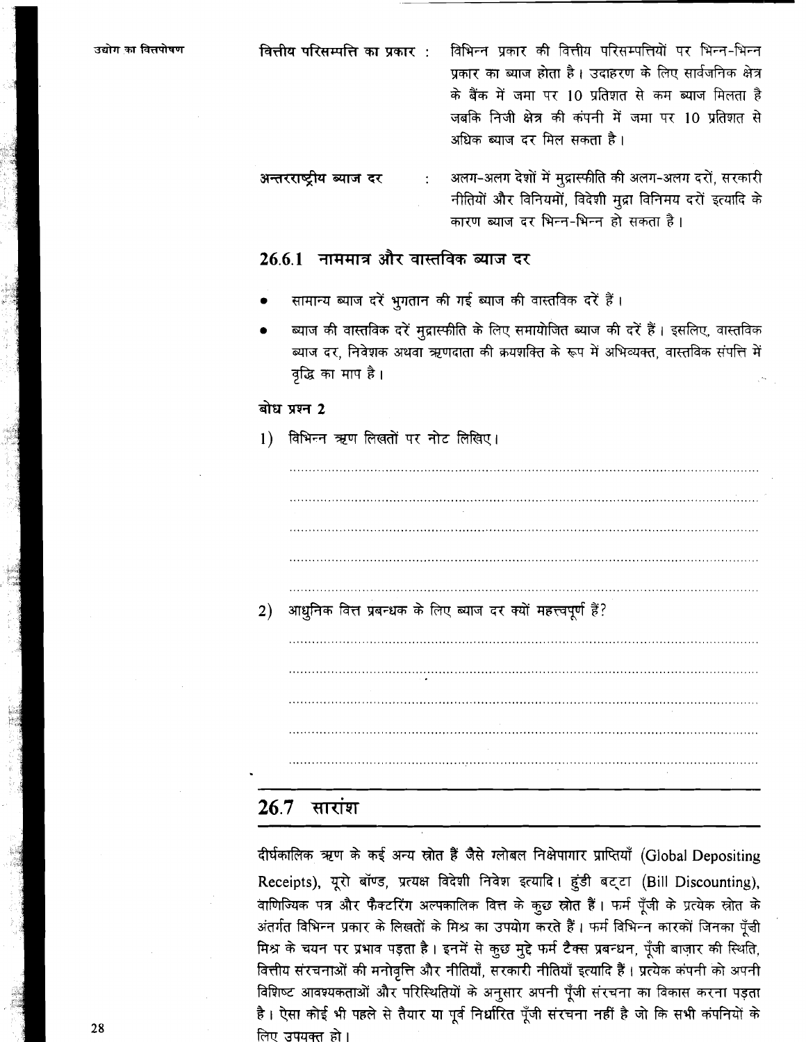**वित्तीय परिसम्पत्ति का प्रकार :** विभिन्न प्रकार की वित्तीय परिसम्पत्तियों पर भिन्न-भिन्न प्रकार का ब्याज होता है। उदाहरण के लिए सार्वजनिक क्षेत्र के बैंक में जमा पर 10 प्रतिशत से कम ब्याज मिलता है जबकि निजी क्षेत्र की कंपनी में जमा पर 10 प्रतिशत से अधिक ब्याज दर मिल सकता है।

**अन्तरराष्ट्रीय ब्याज दर :** अलग-अलग देशों में मुद्रास्फीति की अलग-अलग दरों, सरकारी नीतियों और विनियमों, विदेशी मुद्रा विनिमय दरों इत्यादि के कारण ब्याज दर भिन्न-भिन्न हो सकता है।

### 26.6.1 नाममात्र और वास्तविक ब्याज दर

- सामान्य ब्याज दरें भुगतान की गई ब्याज की वास्तविक दरें हैं।
- ब्याज की वास्तविक दरें मुद्रास्फीति के लिए समायोजित ब्याज की दरें हैं। इसलिए, वास्तविक ब्याज दर, निवेशक अथवा ऋणदाता की क्रयशक्ति के रूप में अभिव्यक्त, वास्तविक संपत्ति में वृद्धि का माप है।

**बोध प्रश्न 2**

1) विभिन्न ऋण लिखतों पर नोट लिखिए।

.......................................................................................................................

.......................................................................................................................

.......................................................................................................................

.......................................................................................................................

.......................................................................................................................

2) आधुनिक वित्त प्रबन्धक के लिए ब्याज दर क्यों महत्त्वपूर्ण हैं?

.......................................................................................................................

.......................................................................................................................

.......................................................................................................................

.......................................................................................................................

.......................................................................................................................

## 26.7 सारांश

दीर्घकालिक ऋण के कई अन्य स्रोत हैं जैसे ग्लोबल निक्षेपागार प्राप्तियाँ (Global Depositing Receipts), यूरो बॉण्ड, प्रत्यक्ष विदेशी निवेश इत्यादि। हुंडी बट्टा (Bill Discounting), वाणिज्यिक पत्र और फैक्टरिंग अल्पकालिक वित्त के कुछ स्रोत हैं। फर्म पूँजी के प्रत्येक स्रोत के अंतर्गत विभिन्न प्रकार के लिखतों के मिश्र का उपयोग करते हैं। फर्म विभिन्न कारकों जिनका पूँजी मिश्र के चयन पर प्रभाव पड़ता है। इनमें से कुछ मुद्दे फर्म टैक्स प्रबन्धन, पूँजी बाज़ार की स्थिति, वित्तीय संरचनाओं की मनोवृत्ति और नीतियाँ, सरकारी नीतियाँ इत्यादि हैं। प्रत्येक कंपनी को अपनी विशिष्ट आवश्यकताओं और परिस्थितियों के अनुसार अपनी पूँजी संरचना का विकास करना पड़ता है। ऐसा कोई भी पहले से तैयार या पूर्व निर्धारित पूँजी संरचना नहीं है जो कि सभी कंपनियों के लिए उपयुक्त हो।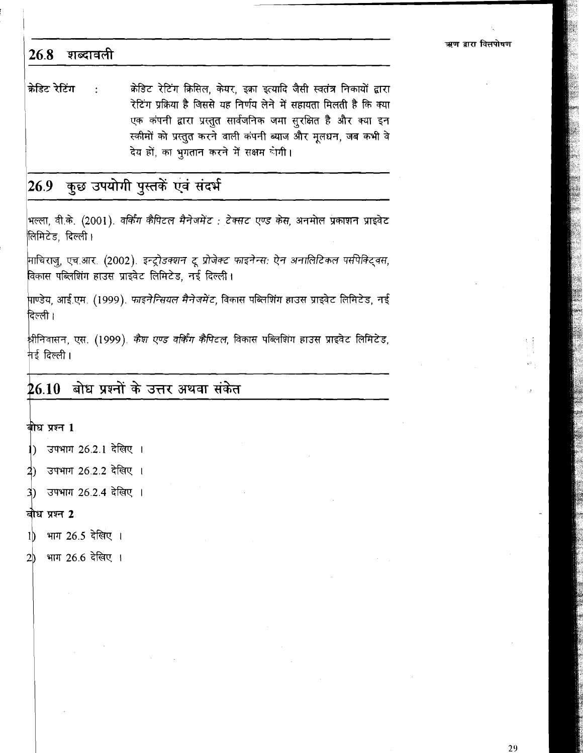## 26.8 शब्दावली

**क्रेडिट रेटिंग** : क्रेडिट रेटिंग क्रिसिल, केयर, इक्रा इत्यादि जैसी स्वतंत्र निकायों द्वारा रेटिंग प्रक्रिया है जिससे यह निर्णय लेने में सहायता मिलती है कि क्या एक कंपनी द्वारा प्रस्तुत सार्वजनिक जमा सुरक्षित है और क्या इन स्कीमों को प्रस्तुत करने वाली कंपनी ब्याज और मूलधन, जब कभी वे देय हों, का भुगतान करने में सक्षम होगी।

## 26.9 कुछ उपयोगी पुस्तकें एवं संदर्भ

भल्ला, वी.के. (2001). *वर्किंग कैपिटल मैनेजमेंट : टेक्सट एण्ड केस,* अनमोल प्रकाशन प्राइवेट लिमिटेड, दिल्ली।

माचिराजु, एच.आर. (2002). *इन्ट्रोडक्शन टू प्रोजेक्ट फाइनेन्स: ऐन अनालिटिकल पर्सपेक्टिवस,* विकास पब्लिशिंग हाउस प्राइवेट लिमिटेड, नई दिल्ली।

पाण्डेय, आई.एम. (1999). *फाइनेन्सियल मैनेजमेंट,* विकास पब्लिशिंग हाउस प्राइवेट लिमिटेड, नई दिल्ली।

श्रीनिवासन, एस. (1999). *कैश एण्ड वर्किंग कैपिटल,* विकास पब्लिशिंग हाउस प्राइवेट लिमिटेड, नई दिल्ली।

## 26.10 बोध प्रश्नों के उत्तर अथवा संकेत

**बोध प्रश्न 1**

1) उपभाग 26.2.1 देखिए ।
2) उपभाग 26.2.2 देखिए ।
3) उपभाग 26.2.4 देखिए ।

**बोध प्रश्न 2**

1) भाग 26.5 देखिए ।
2) भाग 26.6 देखिए ।